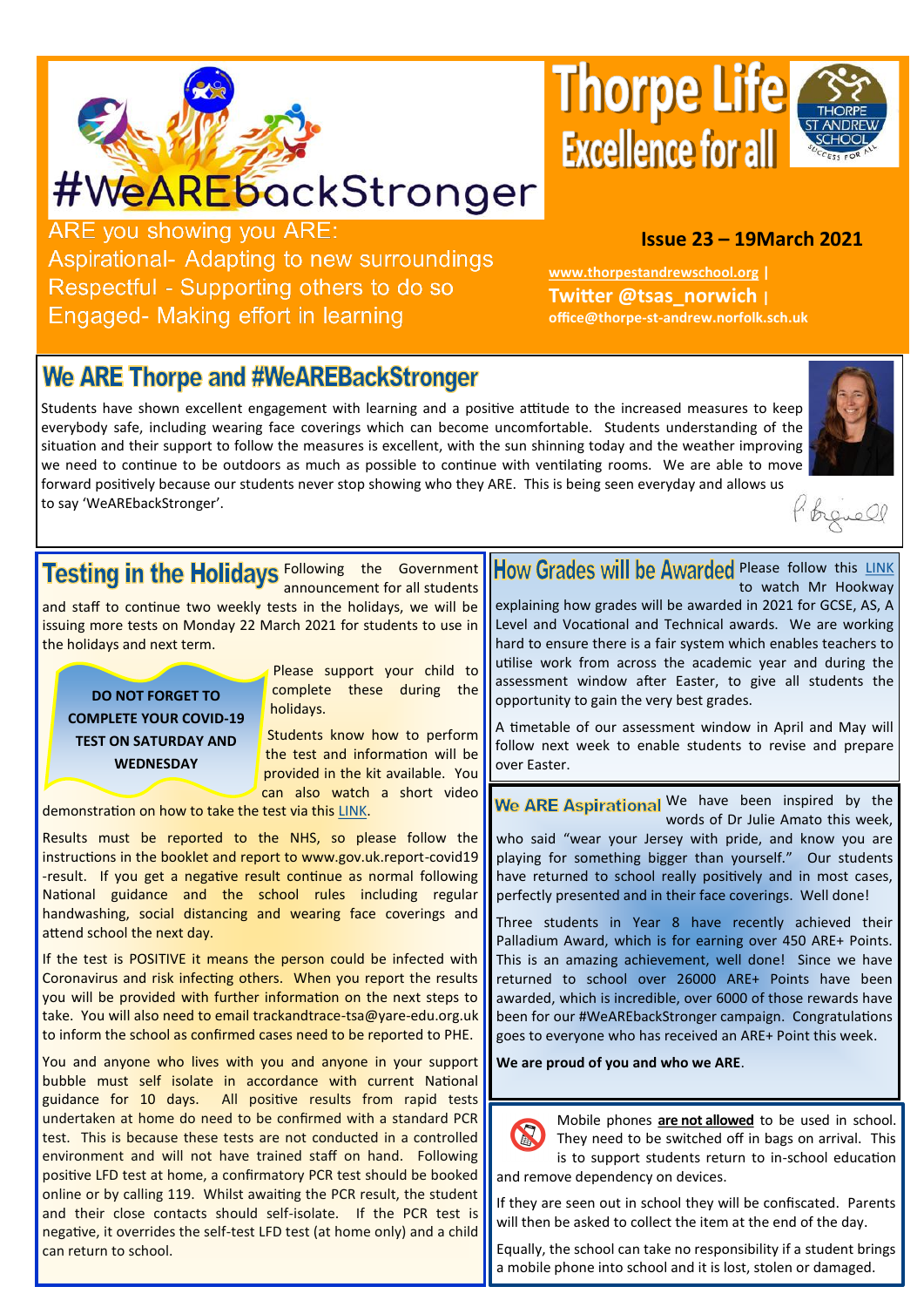# #WeAREbackStronger

ARE you showing you ARE:
Aspirational- Adapting to new surroundings
Respectful - Supporting others to do so
Engaged- Making effort in learning

# Thorpe Life
## Excellence for all

THORPE ST ANDREW SCHOOL — SUCCESS FOR ALL

**Issue 23 – 19March 2021**

**www.thorpestandrewschool.org | Twitter @tsas_norwich | office@thorpe-st-andrew.norfolk.sch.uk**

## We ARE Thorpe and #WeAREBackStronger

Students have shown excellent engagement with learning and a positive attitude to the increased measures to keep everybody safe, including wearing face coverings which can become uncomfortable. Students understanding of the situation and their support to follow the measures is excellent, with the sun shinning today and the weather improving we need to continue to be outdoors as much as possible to continue with ventilating rooms. We are able to move forward positively because our students never stop showing who they ARE. This is being seen everyday and allows us to say 'WeAREbackStronger'.

## Testing in the Holidays

Following the Government announcement for all students and staff to continue two weekly tests in the holidays, we will be issuing more tests on Monday 22 March 2021 for students to use in the holidays and next term.

**DO NOT FORGET TO COMPLETE YOUR COVID-19 TEST ON SATURDAY AND WEDNESDAY**

Please support your child to complete these during the holidays.

Students know how to perform the test and information will be provided in the kit available. You can also watch a short video demonstration on how to take the test via this LINK.

Results must be reported to the NHS, so please follow the instructions in the booklet and report to www.gov.uk.report-covid19-result. If you get a negative result continue as normal following National guidance and the school rules including regular handwashing, social distancing and wearing face coverings and attend school the next day.

If the test is POSITIVE it means the person could be infected with Coronavirus and risk infecting others. When you report the results you will be provided with further information on the next steps to take. You will also need to email trackandtrace-tsa@yare-edu.org.uk to inform the school as confirmed cases need to be reported to PHE.

You and anyone who lives with you and anyone in your support bubble must self isolate in accordance with current National guidance for 10 days. All positive results from rapid tests undertaken at home do need to be confirmed with a standard PCR test. This is because these tests are not conducted in a controlled environment and will not have trained staff on hand. Following positive LFD test at home, a confirmatory PCR test should be booked online or by calling 119. Whilst awaiting the PCR result, the student and their close contacts should self-isolate. If the PCR test is negative, it overrides the self-test LFD test (at home only) and a child can return to school.

## How Grades will be Awarded

Please follow this LINK to watch Mr Hookway explaining how grades will be awarded in 2021 for GCSE, AS, A Level and Vocational and Technical awards. We are working hard to ensure there is a fair system which enables teachers to utilise work from across the academic year and during the assessment window after Easter, to give all students the opportunity to gain the very best grades.

A timetable of our assessment window in April and May will follow next week to enable students to revise and prepare over Easter.

## We ARE Aspirational

We have been inspired by the words of Dr Julie Amato this week, who said "wear your Jersey with pride, and know you are playing for something bigger than yourself." Our students have returned to school really positively and in most cases, perfectly presented and in their face coverings. Well done!

Three students in Year 8 have recently achieved their Palladium Award, which is for earning over 450 ARE+ Points. This is an amazing achievement, well done! Since we have returned to school over 26000 ARE+ Points have been awarded, which is incredible, over 6000 of those rewards have been for our #WeAREbackStronger campaign. Congratulations goes to everyone who has received an ARE+ Point this week.

**We are proud of you and who we ARE**.

Mobile phones **are not allowed** to be used in school. They need to be switched off in bags on arrival. This is to support students return to in-school education and remove dependency on devices.

If they are seen out in school they will be confiscated. Parents will then be asked to collect the item at the end of the day.

Equally, the school can take no responsibility if a student brings a mobile phone into school and it is lost, stolen or damaged.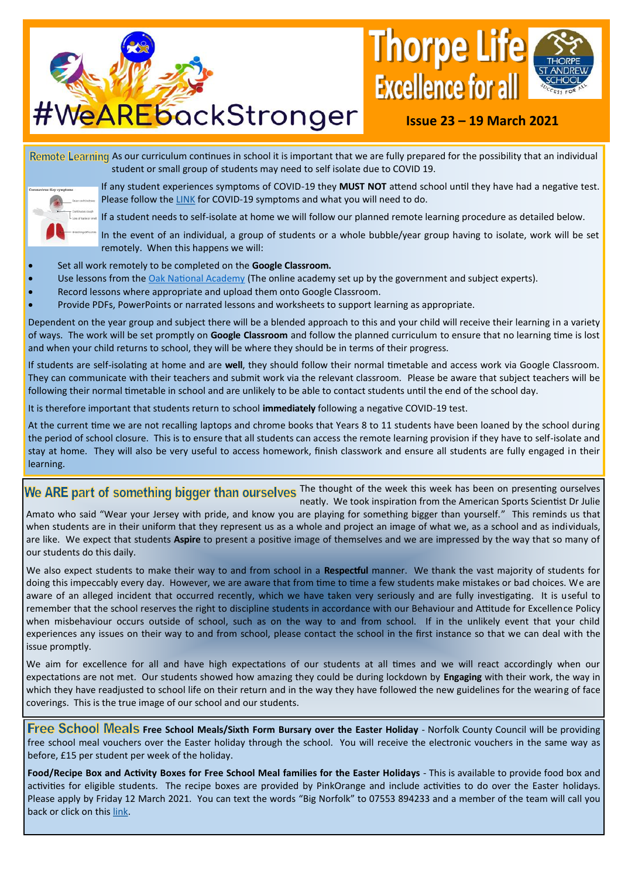# Thorpe Life
## Excellence for all

#WeAREbackStronger

**Issue 23 – 19 March 2021**

## Remote Learning

As our curriculum continues in school it is important that we are fully prepared for the possibility that an individual student or small group of students may need to self isolate due to COVID 19.

If any student experiences symptoms of COVID-19 they **MUST NOT** attend school until they have had a negative test. Please follow the LINK for COVID-19 symptoms and what you will need to do.

If a student needs to self-isolate at home we will follow our planned remote learning procedure as detailed below.

In the event of an individual, a group of students or a whole bubble/year group having to isolate, work will be set remotely. When this happens we will:

- Set all work remotely to be completed on the **Google Classroom.**
- Use lessons from the Oak National Academy (The online academy set up by the government and subject experts).
- Record lessons where appropriate and upload them onto Google Classroom.
- Provide PDFs, PowerPoints or narrated lessons and worksheets to support learning as appropriate.

Dependent on the year group and subject there will be a blended approach to this and your child will receive their learning in a variety of ways. The work will be set promptly on **Google Classroom** and follow the planned curriculum to ensure that no learning time is lost and when your child returns to school, they will be where they should be in terms of their progress.

If students are self-isolating at home and are **well**, they should follow their normal timetable and access work via Google Classroom. They can communicate with their teachers and submit work via the relevant classroom. Please be aware that subject teachers will be following their normal timetable in school and are unlikely to be able to contact students until the end of the school day.

It is therefore important that students return to school **immediately** following a negative COVID-19 test.

At the current time we are not recalling laptops and chrome books that Years 8 to 11 students have been loaned by the school during the period of school closure. This is to ensure that all students can access the remote learning provision if they have to self-isolate and stay at home. They will also be very useful to access homework, finish classwork and ensure all students are fully engaged in their learning.

## We ARE part of something bigger than ourselves

The thought of the week this week has been on presenting ourselves neatly. We took inspiration from the American Sports Scientist Dr Julie Amato who said "Wear your Jersey with pride, and know you are playing for something bigger than yourself." This reminds us that when students are in their uniform that they represent us as a whole and project an image of what we, as a school and as individuals, are like. We expect that students **Aspire** to present a positive image of themselves and we are impressed by the way that so many of our students do this daily.

We also expect students to make their way to and from school in a **Respectful** manner. We thank the vast majority of students for doing this impeccably every day. However, we are aware that from time to time a few students make mistakes or bad choices. We are aware of an alleged incident that occurred recently, which we have taken very seriously and are fully investigating. It is useful to remember that the school reserves the right to discipline students in accordance with our Behaviour and Attitude for Excellence Policy when misbehaviour occurs outside of school, such as on the way to and from school. If in the unlikely event that your child experiences any issues on their way to and from school, please contact the school in the first instance so that we can deal with the issue promptly.

We aim for excellence for all and have high expectations of our students at all times and we will react accordingly when our expectations are not met. Our students showed how amazing they could be during lockdown by **Engaging** with their work, the way in which they have readjusted to school life on their return and in the way they have followed the new guidelines for the wearing of face coverings. This is the true image of our school and our students.

## Free School Meals

**Free School Meals/Sixth Form Bursary over the Easter Holiday** - Norfolk County Council will be providing free school meal vouchers over the Easter holiday through the school. You will receive the electronic vouchers in the same way as before, £15 per student per week of the holiday.

**Food/Recipe Box and Activity Boxes for Free School Meal families for the Easter Holidays** - This is available to provide food box and activities for eligible students. The recipe boxes are provided by PinkOrange and include activities to do over the Easter holidays. Please apply by Friday 12 March 2021. You can text the words "Big Norfolk" to 07553 894233 and a member of the team will call you back or click on this link.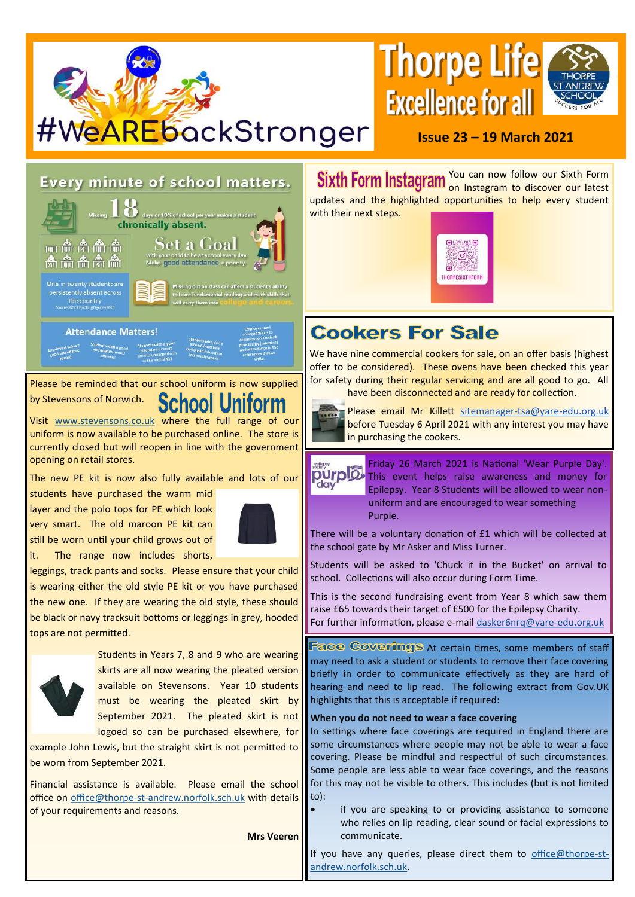# Thorpe Life
## Excellence for all

#WeAREbackStronger

**Issue 23 – 19 March 2021**

## Every minute of school matters.

Missing 18 days or 10% of school per year makes a student chronically absent.

Set a Goal with your child to be at school every day. Make good attendance a priority.

One in twenty students are persistently absent across the country

Missing out on class can affect a student's ability to learn fundamental reading and math skills that will carry them into college and careers.

Attendance Matters!

## School Uniform

Please be reminded that our school uniform is now supplied by Stevensons of Norwich.

Visit www.stevensons.co.uk where the full range of our uniform is now available to be purchased online. The store is currently closed but will reopen in line with the government opening on retail stores.

The new PE kit is now also fully available and lots of our students have purchased the warm mid layer and the polo tops for PE which look very smart. The old maroon PE kit can still be worn until your child grows out of it. The range now includes shorts, leggings, track pants and socks. Please ensure that your child is wearing either the old style PE kit or you have purchased the new one. If they are wearing the old style, these should be black or navy tracksuit bottoms or leggings in grey, hooded tops are not permitted.

Students in Years 7, 8 and 9 who are wearing skirts are all now wearing the pleated version available on Stevensons. Year 10 students must be wearing the pleated skirt by September 2021. The pleated skirt is not logoed so can be purchased elsewhere, for example John Lewis, but the straight skirt is not permitted to be worn from September 2021.

Financial assistance is available. Please email the school office on office@thorpe-st-andrew.norfolk.sch.uk with details of your requirements and reasons.

**Mrs Veeren**

## Sixth Form Instagram

You can now follow our Sixth Form on Instagram to discover our latest updates and the highlighted opportunities to help every student with their next steps.

THORPESIXTHFORM

## Cookers For Sale

We have nine commercial cookers for sale, on an offer basis (highest offer to be considered). These ovens have been checked this year for safety during their regular servicing and are all good to go. All have been disconnected and are ready for collection.

Please email Mr Killett sitemanager-tsa@yare-edu.org.uk before Tuesday 6 April 2021 with any interest you may have in purchasing the cookers.

## Purple Day

Friday 26 March 2021 is National 'Wear Purple Day'. This event helps raise awareness and money for Epilepsy. Year 8 Students will be allowed to wear non-uniform and are encouraged to wear something Purple.

There will be a voluntary donation of £1 which will be collected at the school gate by Mr Asker and Miss Turner.

Students will be asked to 'Chuck it in the Bucket' on arrival to school. Collections will also occur during Form Time.

This is the second fundraising event from Year 8 which saw them raise £65 towards their target of £500 for the Epilepsy Charity.

For further information, please e-mail dasker6nrq@yare-edu.org.uk

## Face Coverings

At certain times, some members of staff may need to ask a student or students to remove their face covering briefly in order to communicate effectively as they are hard of hearing and need to lip read. The following extract from Gov.UK highlights that this is acceptable if required:

**When you do not need to wear a face covering**

In settings where face coverings are required in England there are some circumstances where people may not be able to wear a face covering. Please be mindful and respectful of such circumstances. Some people are less able to wear face coverings, and the reasons for this may not be visible to others. This includes (but is not limited to):

- if you are speaking to or providing assistance to someone who relies on lip reading, clear sound or facial expressions to communicate.

If you have any queries, please direct them to office@thorpe-st-andrew.norfolk.sch.uk.